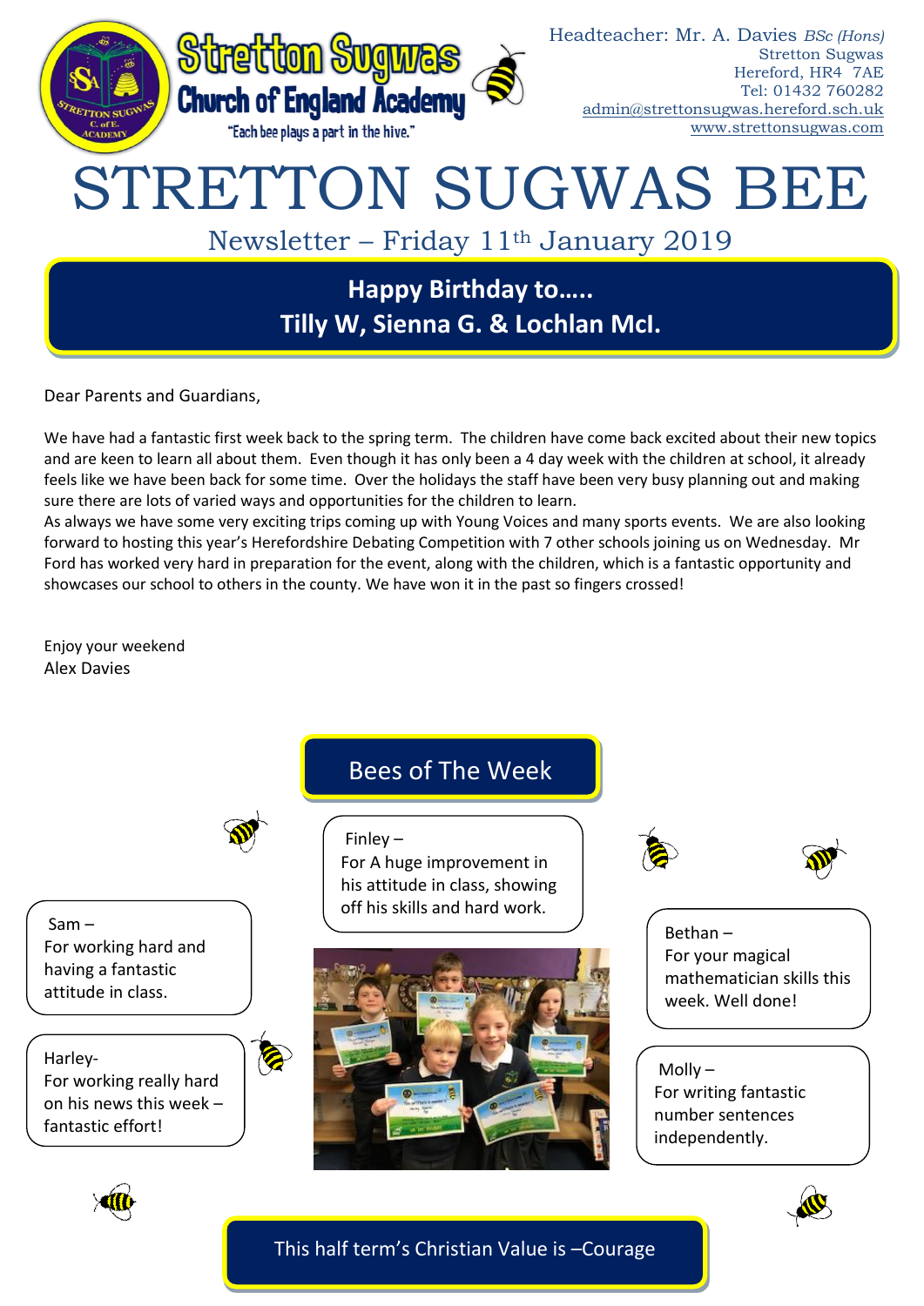Stretton Sugwas
Church of England Academy
"Each bee plays a part in the hive."

Headteacher: Mr. A. Davies *BSc (Hons)*
Stretton Sugwas
Hereford, HR4 7AE
Tel: 01432 760282
admin@strettonsugwas.hereford.sch.uk
www.strettonsugwas.com

# STRETTON SUGWAS BEE

Newsletter – Friday 11th January 2019

## Happy Birthday to…..
## Tilly W, Sienna G. & Lochlan McI.

Dear Parents and Guardians,

We have had a fantastic first week back to the spring term. The children have come back excited about their new topics and are keen to learn all about them. Even though it has only been a 4 day week with the children at school, it already feels like we have been back for some time. Over the holidays the staff have been very busy planning out and making sure there are lots of varied ways and opportunities for the children to learn.

As always we have some very exciting trips coming up with Young Voices and many sports events. We are also looking forward to hosting this year's Herefordshire Debating Competition with 7 other schools joining us on Wednesday. Mr Ford has worked very hard in preparation for the event, along with the children, which is a fantastic opportunity and showcases our school to others in the county. We have won it in the past so fingers crossed!

Enjoy your weekend
Alex Davies

## Bees of The Week

Finley –
For A huge improvement in his attitude in class, showing off his skills and hard work.

Sam –
For working hard and having a fantastic attitude in class.

Harley-
For working really hard on his news this week – fantastic effort!

Bethan –
For your magical mathematician skills this week. Well done!

Molly –
For writing fantastic number sentences independently.

This half term's Christian Value is –Courage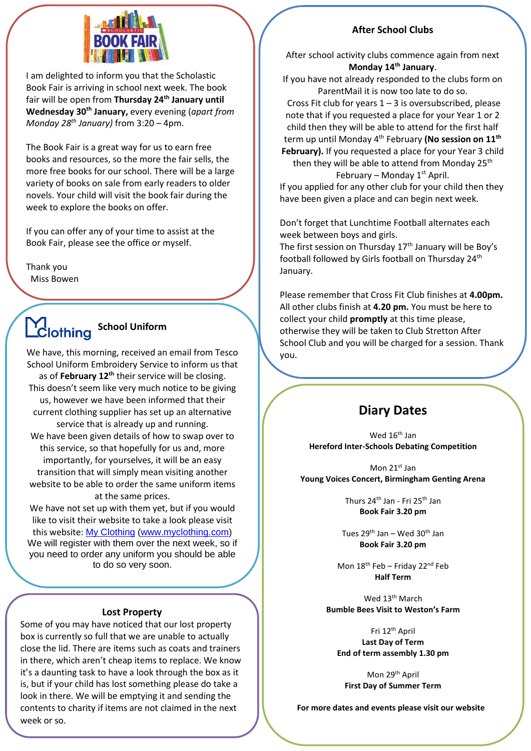I am delighted to inform you that the Scholastic Book Fair is arriving in school next week. The book fair will be open from **Thursday 24th January until Wednesday 30th January,** every evening (*apart from Monday 28th January)* from 3:20 – 4pm.

The Book Fair is a great way for us to earn free books and resources, so the more the fair sells, the more free books for our school. There will be a large variety of books on sale from early readers to older novels. Your child will visit the book fair during the week to explore the books on offer.

If you can offer any of your time to assist at the Book Fair, please see the office or myself.

Thank you
Miss Bowen

## School Uniform

We have, this morning, received an email from Tesco School Uniform Embroidery Service to inform us that as of **February 12th** their service will be closing. This doesn't seem like very much notice to be giving us, however we have been informed that their current clothing supplier has set up an alternative service that is already up and running.

We have been given details of how to swap over to this service, so that hopefully for us and, more importantly, for yourselves, it will be an easy transition that will simply mean visiting another website to be able to order the same uniform items at the same prices.

We have not set up with them yet, but if you would like to visit their website to take a look please visit this website: My Clothing (www.myclothing.com)

We will register with them over the next week, so if you need to order any uniform you should be able to do so very soon.

## Lost Property

Some of you may have noticed that our lost property box is currently so full that we are unable to actually close the lid. There are items such as coats and trainers in there, which aren't cheap items to replace. We know it's a daunting task to have a look through the box as it is, but if your child has lost something please do take a look in there. We will be emptying it and sending the contents to charity if items are not claimed in the next week or so.

## After School Clubs

After school activity clubs commence again from next **Monday 14th January**.

If you have not already responded to the clubs form on ParentMail it is now too late to do so.

Cross Fit club for years 1 – 3 is oversubscribed, please note that if you requested a place for your Year 1 or 2 child then they will be able to attend for the first half term up until Monday 4th February **(No session on 11th February).** If you requested a place for your Year 3 child then they will be able to attend from Monday 25th February – Monday 1st April.

If you applied for any other club for your child then they have been given a place and can begin next week.

Don't forget that Lunchtime Football alternates each week between boys and girls.

The first session on Thursday 17th January will be Boy's football followed by Girls football on Thursday 24th January.

Please remember that Cross Fit Club finishes at **4.00pm.** All other clubs finish at **4.20 pm.** You must be here to collect your child **promptly** at this time please, otherwise they will be taken to Club Stretton After School Club and you will be charged for a session. Thank you.

## Diary Dates

Wed 16th Jan
**Hereford Inter-Schools Debating Competition**

Mon 21st Jan
**Young Voices Concert, Birmingham Genting Arena**

Thurs 24th Jan - Fri 25th Jan
**Book Fair 3.20 pm**

Tues 29th Jan – Wed 30th Jan
**Book Fair 3.20 pm**

Mon 18th Feb – Friday 22nd Feb
**Half Term**

Wed 13th March
**Bumble Bees Visit to Weston's Farm**

Fri 12th April
**Last Day of Term**
**End of term assembly 1.30 pm**

Mon 29th April
**First Day of Summer Term**

**For more dates and events please visit our website**